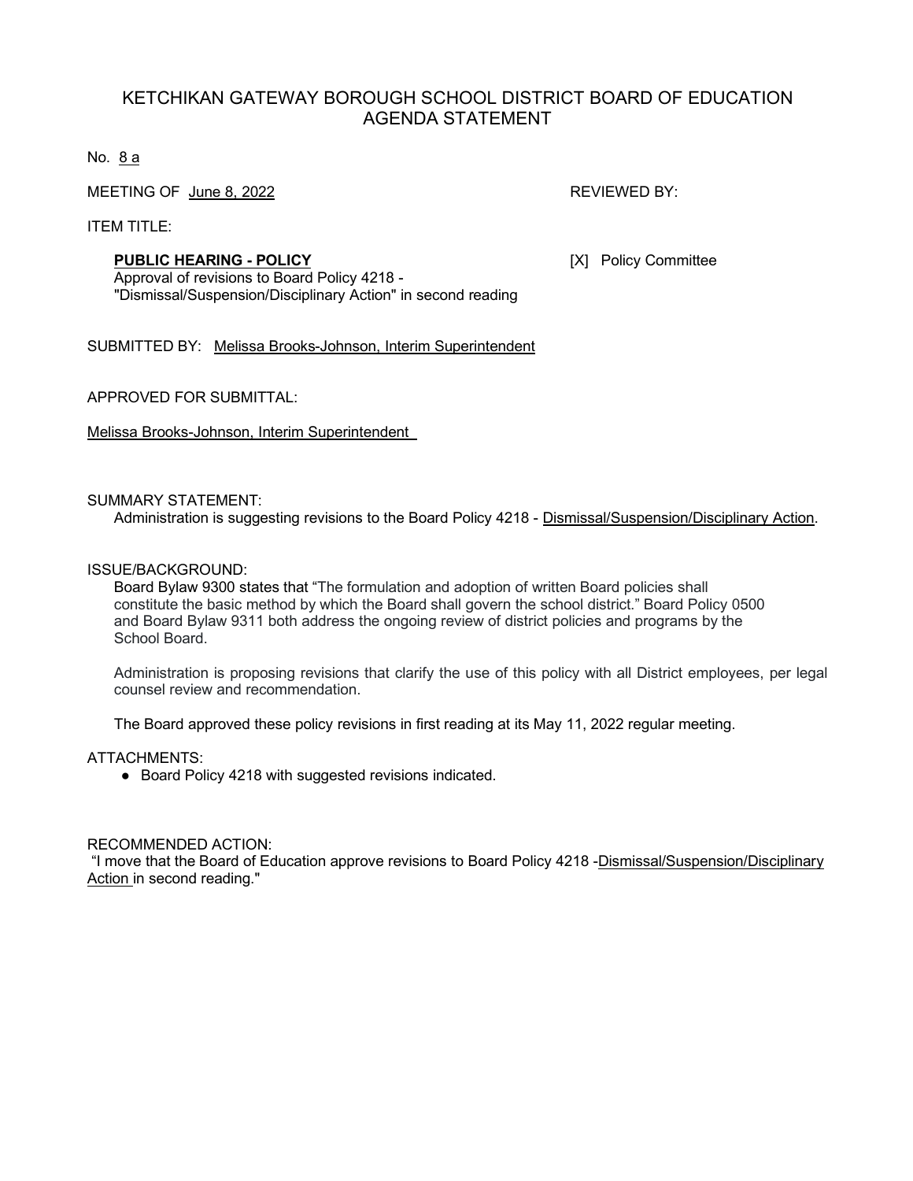# KETCHIKAN GATEWAY BOROUGH SCHOOL DISTRICT BOARD OF EDUCATION AGENDA STATEMENT

No. 8 a

MEETING OF June 8, 2022

REVIEWED BY:

ITEM TITLE:

**PUBLIC HEARING - POLICY**
Approval of revisions to Board Policy 4218 - "Dismissal/Suspension/Disciplinary Action" in second reading

[X] Policy Committee

SUBMITTED BY: Melissa Brooks-Johnson, Interim Superintendent

APPROVED FOR SUBMITTAL:

Melissa Brooks-Johnson, Interim Superintendent

SUMMARY STATEMENT:

Administration is suggesting revisions to the Board Policy 4218 - Dismissal/Suspension/Disciplinary Action.

ISSUE/BACKGROUND:

Board Bylaw 9300 states that "The formulation and adoption of written Board policies shall constitute the basic method by which the Board shall govern the school district." Board Policy 0500 and Board Bylaw 9311 both address the ongoing review of district policies and programs by the School Board.

Administration is proposing revisions that clarify the use of this policy with all District employees, per legal counsel review and recommendation.

The Board approved these policy revisions in first reading at its May 11, 2022 regular meeting.

ATTACHMENTS:

- Board Policy 4218 with suggested revisions indicated.

RECOMMENDED ACTION:

"I move that the Board of Education approve revisions to Board Policy 4218 -Dismissal/Suspension/Disciplinary Action in second reading."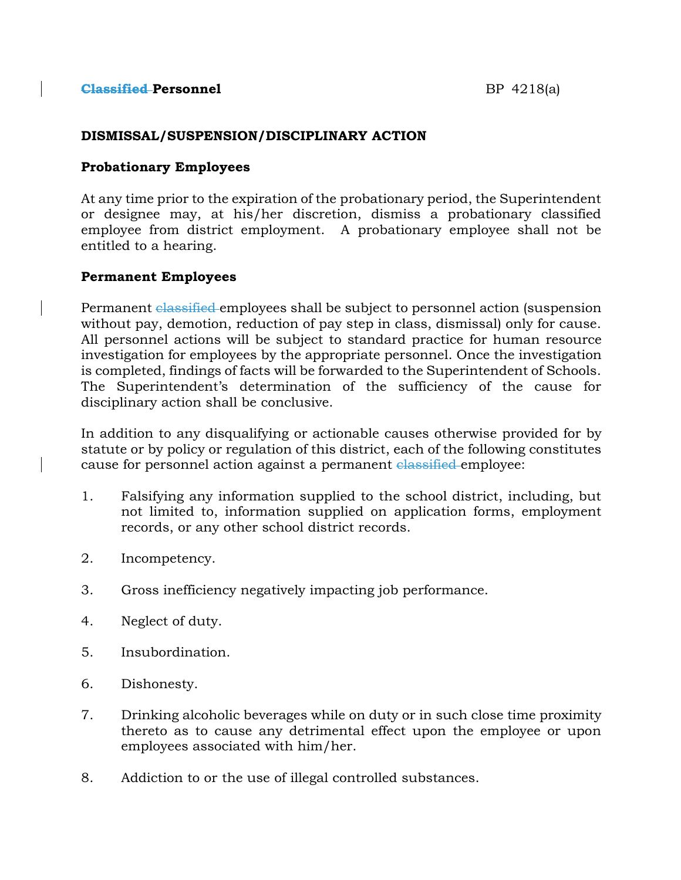**~~Classified~~ Personnel** BP 4218(a)

**DISMISSAL/SUSPENSION/DISCIPLINARY ACTION**

**Probationary Employees**

At any time prior to the expiration of the probationary period, the Superintendent or designee may, at his/her discretion, dismiss a probationary classified employee from district employment. A probationary employee shall not be entitled to a hearing.

**Permanent Employees**

Permanent ~~classified~~ employees shall be subject to personnel action (suspension without pay, demotion, reduction of pay step in class, dismissal) only for cause. All personnel actions will be subject to standard practice for human resource investigation for employees by the appropriate personnel. Once the investigation is completed, findings of facts will be forwarded to the Superintendent of Schools. The Superintendent's determination of the sufficiency of the cause for disciplinary action shall be conclusive.

In addition to any disqualifying or actionable causes otherwise provided for by statute or by policy or regulation of this district, each of the following constitutes cause for personnel action against a permanent ~~classified~~ employee:

1. Falsifying any information supplied to the school district, including, but not limited to, information supplied on application forms, employment records, or any other school district records.

2. Incompetency.

3. Gross inefficiency negatively impacting job performance.

4. Neglect of duty.

5. Insubordination.

6. Dishonesty.

7. Drinking alcoholic beverages while on duty or in such close time proximity thereto as to cause any detrimental effect upon the employee or upon employees associated with him/her.

8. Addiction to or the use of illegal controlled substances.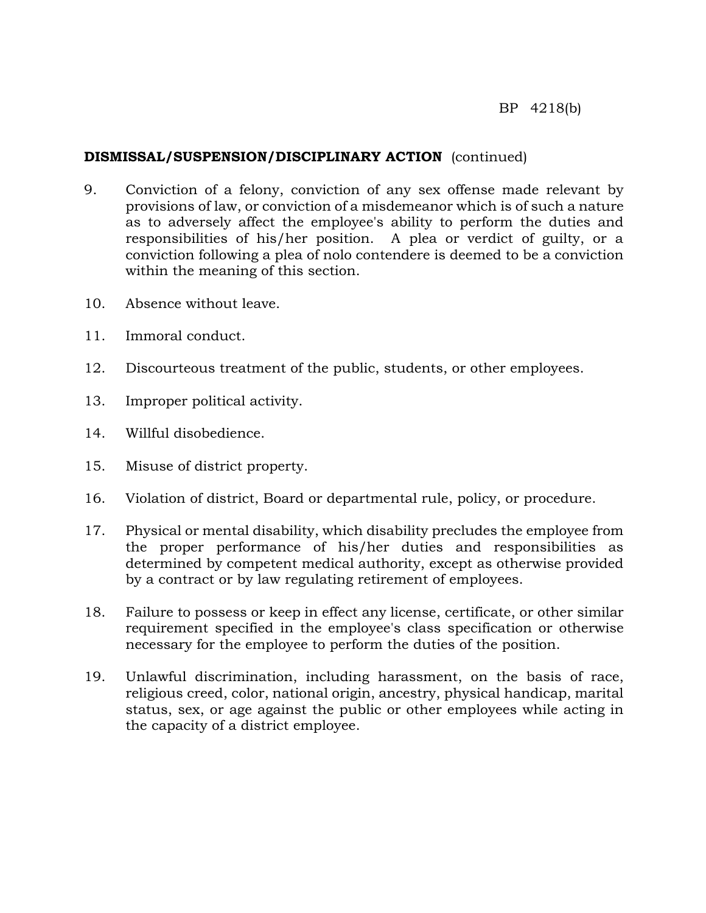**DISMISSAL/SUSPENSION/DISCIPLINARY ACTION** (continued)

9. Conviction of a felony, conviction of any sex offense made relevant by provisions of law, or conviction of a misdemeanor which is of such a nature as to adversely affect the employee's ability to perform the duties and responsibilities of his/her position. A plea or verdict of guilty, or a conviction following a plea of nolo contendere is deemed to be a conviction within the meaning of this section.

10. Absence without leave.

11. Immoral conduct.

12. Discourteous treatment of the public, students, or other employees.

13. Improper political activity.

14. Willful disobedience.

15. Misuse of district property.

16. Violation of district, Board or departmental rule, policy, or procedure.

17. Physical or mental disability, which disability precludes the employee from the proper performance of his/her duties and responsibilities as determined by competent medical authority, except as otherwise provided by a contract or by law regulating retirement of employees.

18. Failure to possess or keep in effect any license, certificate, or other similar requirement specified in the employee's class specification or otherwise necessary for the employee to perform the duties of the position.

19. Unlawful discrimination, including harassment, on the basis of race, religious creed, color, national origin, ancestry, physical handicap, marital status, sex, or age against the public or other employees while acting in the capacity of a district employee.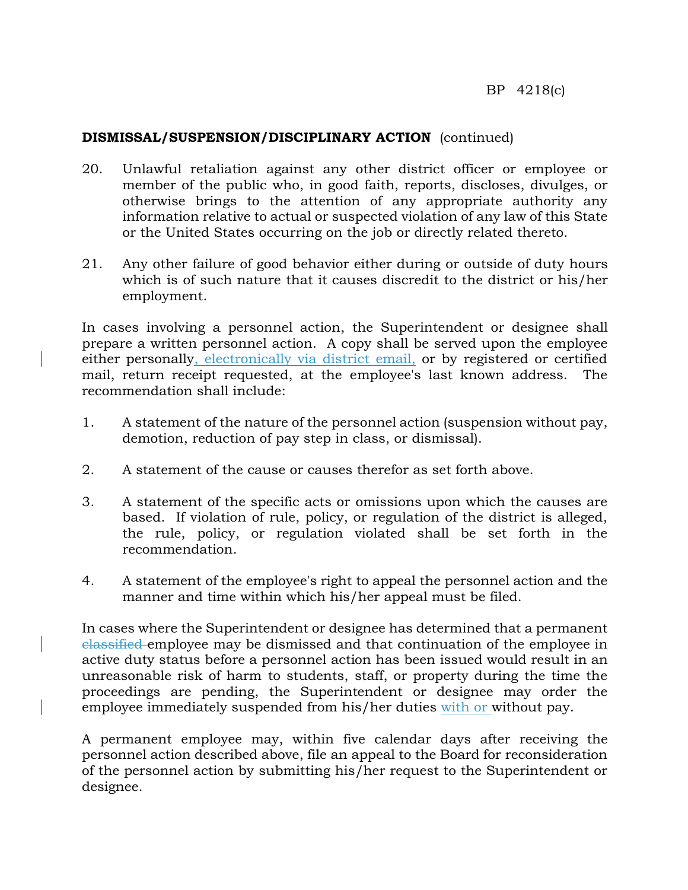**DISMISSAL/SUSPENSION/DISCIPLINARY ACTION** (continued)

20. Unlawful retaliation against any other district officer or employee or member of the public who, in good faith, reports, discloses, divulges, or otherwise brings to the attention of any appropriate authority any information relative to actual or suspected violation of any law of this State or the United States occurring on the job or directly related thereto.

21. Any other failure of good behavior either during or outside of duty hours which is of such nature that it causes discredit to the district or his/her employment.

In cases involving a personnel action, the Superintendent or designee shall prepare a written personnel action. A copy shall be served upon the employee either personally, electronically via district email, or by registered or certified mail, return receipt requested, at the employee's last known address. The recommendation shall include:

1. A statement of the nature of the personnel action (suspension without pay, demotion, reduction of pay step in class, or dismissal).

2. A statement of the cause or causes therefor as set forth above.

3. A statement of the specific acts or omissions upon which the causes are based. If violation of rule, policy, or regulation of the district is alleged, the rule, policy, or regulation violated shall be set forth in the recommendation.

4. A statement of the employee's right to appeal the personnel action and the manner and time within which his/her appeal must be filed.

In cases where the Superintendent or designee has determined that a permanent ~~classified~~ employee may be dismissed and that continuation of the employee in active duty status before a personnel action has been issued would result in an unreasonable risk of harm to students, staff, or property during the time the proceedings are pending, the Superintendent or designee may order the employee immediately suspended from his/her duties with or without pay.

A permanent employee may, within five calendar days after receiving the personnel action described above, file an appeal to the Board for reconsideration of the personnel action by submitting his/her request to the Superintendent or designee.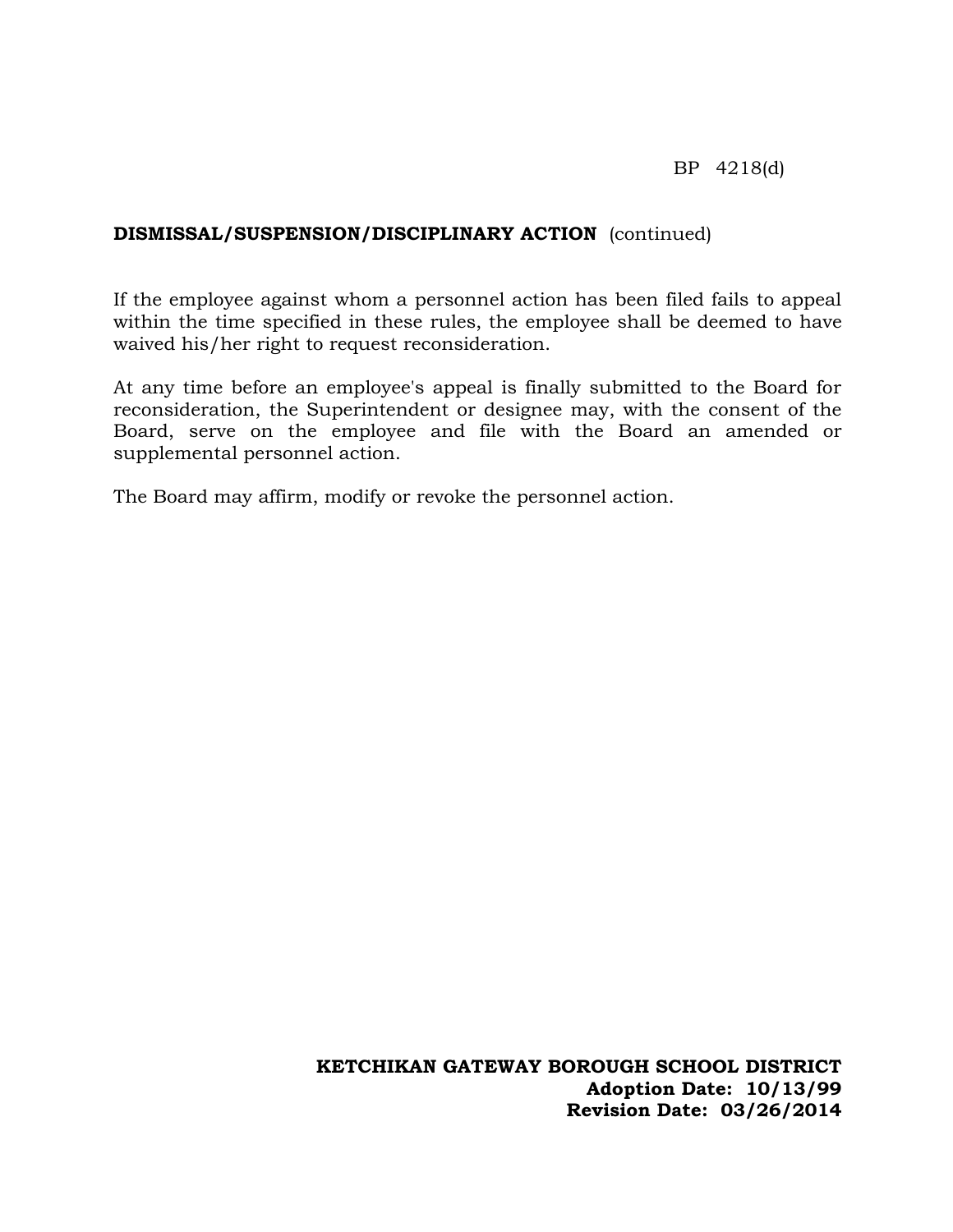BP 4218(d)

**DISMISSAL/SUSPENSION/DISCIPLINARY ACTION** (continued)

If the employee against whom a personnel action has been filed fails to appeal within the time specified in these rules, the employee shall be deemed to have waived his/her right to request reconsideration.

At any time before an employee's appeal is finally submitted to the Board for reconsideration, the Superintendent or designee may, with the consent of the Board, serve on the employee and file with the Board an amended or supplemental personnel action.

The Board may affirm, modify or revoke the personnel action.

**KETCHIKAN GATEWAY BOROUGH SCHOOL DISTRICT**
**Adoption Date: 10/13/99**
**Revision Date: 03/26/2014**